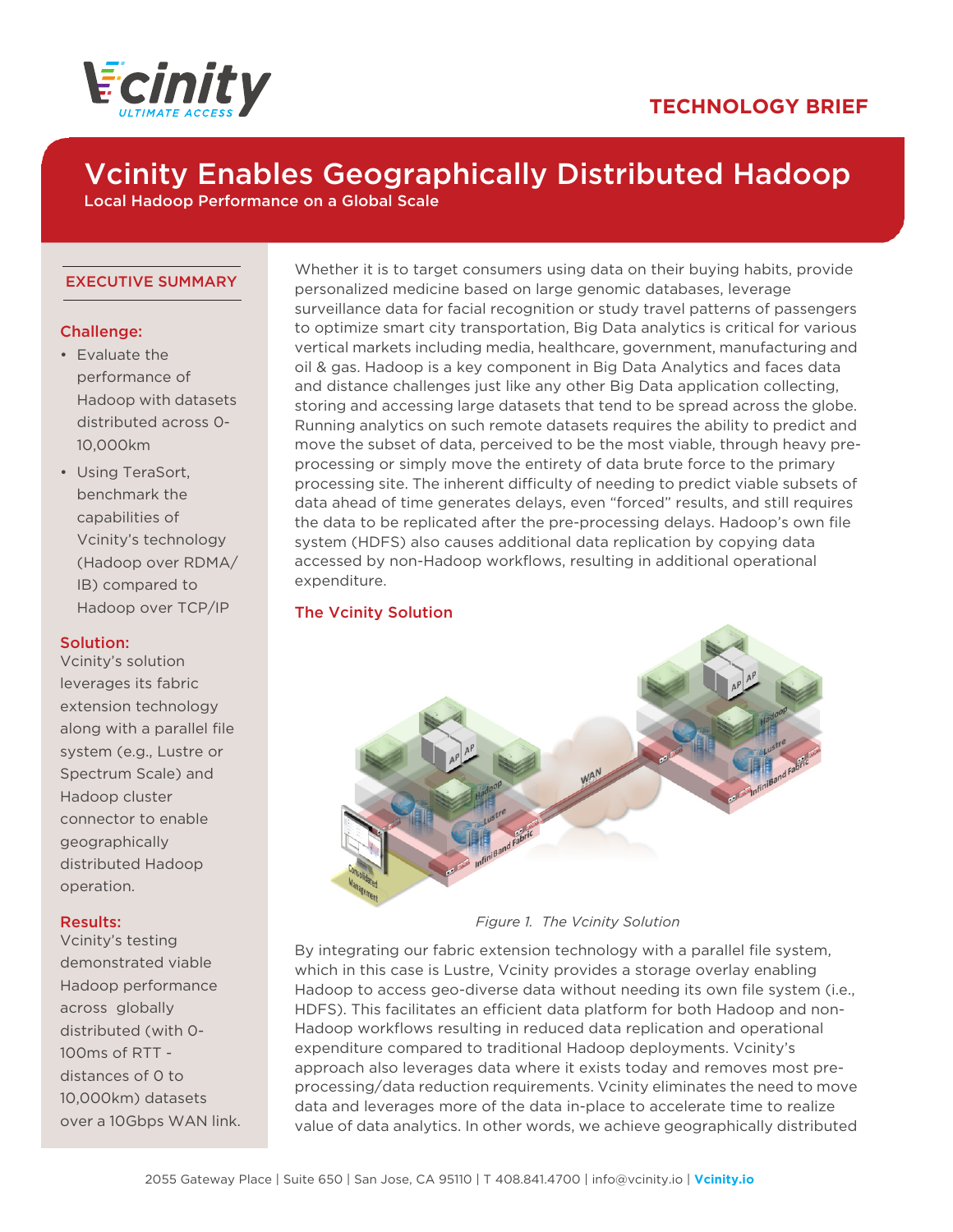**TECHNOLOGY BRIEF**

# Vcinity Enables Geographically Distributed Hadoop

Local Hadoop Performance on a Global Scale

## EXECUTIVE SUMMARY

### Challenge:

- Evaluate the performance of Hadoop with datasets distributed across 0-10,000km
- Using TeraSort, benchmark the capabilities of Vcinity's technology (Hadoop over RDMA/IB) compared to Hadoop over TCP/IP

### Solution:

Vcinity's solution leverages its fabric extension technology along with a parallel file system (e.g., Lustre or Spectrum Scale) and Hadoop cluster connector to enable geographically distributed Hadoop operation.

### Results:

Vcinity's testing demonstrated viable Hadoop performance across globally distributed (with 0-100ms of RTT - distances of 0 to 10,000km) datasets over a 10Gbps WAN link.

Whether it is to target consumers using data on their buying habits, provide personalized medicine based on large genomic databases, leverage surveillance data for facial recognition or study travel patterns of passengers to optimize smart city transportation, Big Data analytics is critical for various vertical markets including media, healthcare, government, manufacturing and oil & gas. Hadoop is a key component in Big Data Analytics and faces data and distance challenges just like any other Big Data application collecting, storing and accessing large datasets that tend to be spread across the globe. Running analytics on such remote datasets requires the ability to predict and move the subset of data, perceived to be the most viable, through heavy pre-processing or simply move the entirety of data brute force to the primary processing site. The inherent difficulty of needing to predict viable subsets of data ahead of time generates delays, even "forced" results, and still requires the data to be replicated after the pre-processing delays. Hadoop's own file system (HDFS) also causes additional data replication by copying data accessed by non-Hadoop workflows, resulting in additional operational expenditure.

## The Vcinity Solution

*Figure 1. The Vcinity Solution*

By integrating our fabric extension technology with a parallel file system, which in this case is Lustre, Vcinity provides a storage overlay enabling Hadoop to access geo-diverse data without needing its own file system (i.e., HDFS). This facilitates an efficient data platform for both Hadoop and non-Hadoop workflows resulting in reduced data replication and operational expenditure compared to traditional Hadoop deployments. Vcinity's approach also leverages data where it exists today and removes most pre-processing/data reduction requirements. Vcinity eliminates the need to move data and leverages more of the data in-place to accelerate time to realize value of data analytics. In other words, we achieve geographically distributed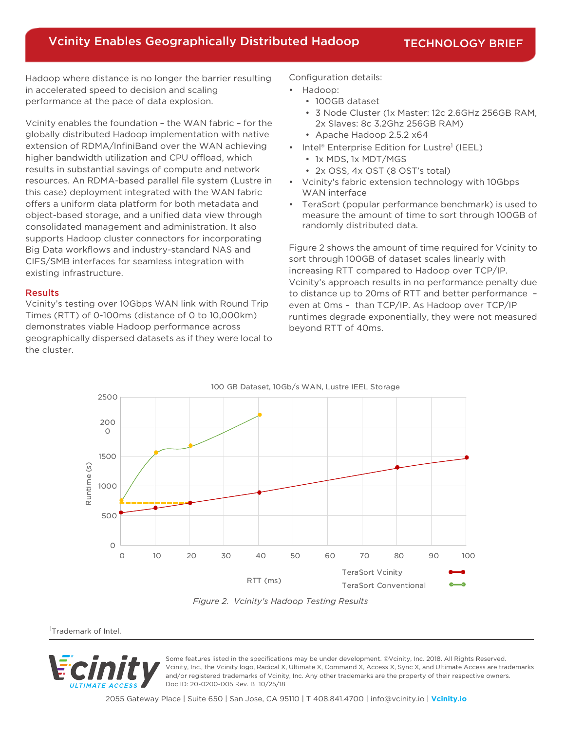## Vcinity Enables Geographically Distributed Hadoop

TECHNOLOGY BRIEF

Hadoop where distance is no longer the barrier resulting in accelerated speed to decision and scaling performance at the pace of data explosion.

Vcinity enables the foundation – the WAN fabric – for the globally distributed Hadoop implementation with native extension of RDMA/InfiniBand over the WAN achieving higher bandwidth utilization and CPU offload, which results in substantial savings of compute and network resources. An RDMA-based parallel file system (Lustre in this case) deployment integrated with the WAN fabric offers a uniform data platform for both metadata and object-based storage, and a unified data view through consolidated management and administration. It also supports Hadoop cluster connectors for incorporating Big Data workflows and industry-standard NAS and CIFS/SMB interfaces for seamless integration with existing infrastructure.

### Results

Vcinity's testing over 10Gbps WAN link with Round Trip Times (RTT) of 0-100ms (distance of 0 to 10,000km) demonstrates viable Hadoop performance across geographically dispersed datasets as if they were local to the cluster.

Configuration details:

- Hadoop:
  - 100GB dataset
  - 3 Node Cluster (1x Master: 12c 2.6GHz 256GB RAM, 2x Slaves: 8c 3.2Ghz 256GB RAM)
  - Apache Hadoop 2.5.2 x64
- Intel® Enterprise Edition for Lustre[1] (IEEL)
  - 1x MDS, 1x MDT/MGS
  - 2x OSS, 4x OST (8 OST's total)
- Vcinity's fabric extension technology with 10Gbps WAN interface
- TeraSort (popular performance benchmark) is used to measure the amount of time to sort through 100GB of randomly distributed data.

Figure 2 shows the amount of time required for Vcinity to sort through 100GB of dataset scales linearly with increasing RTT compared to Hadoop over TCP/IP. Vcinity's approach results in no performance penalty due to distance up to 20ms of RTT and better performance – even at 0ms – than TCP/IP. As Hadoop over TCP/IP runtimes degrade exponentially, they were not measured beyond RTT of 40ms.

100 GB Dataset, 10Gb/s WAN, Lustre IEEL Storage

Runtime (s)

2500
2000
1500
1000
500
0

0 10 20 30 40 50 60 70 80 90 100

RTT (ms)

TeraSort Vcinity

TeraSort Conventional

*Figure 2. Vcinity's Hadoop Testing Results*

[1]Trademark of Intel.

Some features listed in the specifications may be under development. ©Vcinity, Inc. 2018. All Rights Reserved. Vcinity, Inc., the Vcinity logo, Radical X, Ultimate X, Command X, Access X, Sync X, and Ultimate Access are trademarks and/or registered trademarks of Vcinity, Inc. Any other trademarks are the property of their respective owners. Doc ID: 20-0200-005 Rev. B 10/25/18

2055 Gateway Place | Suite 650 | San Jose, CA 95110 | T 408.841.4700 | info@vcinity.io | **Vcinity.io**